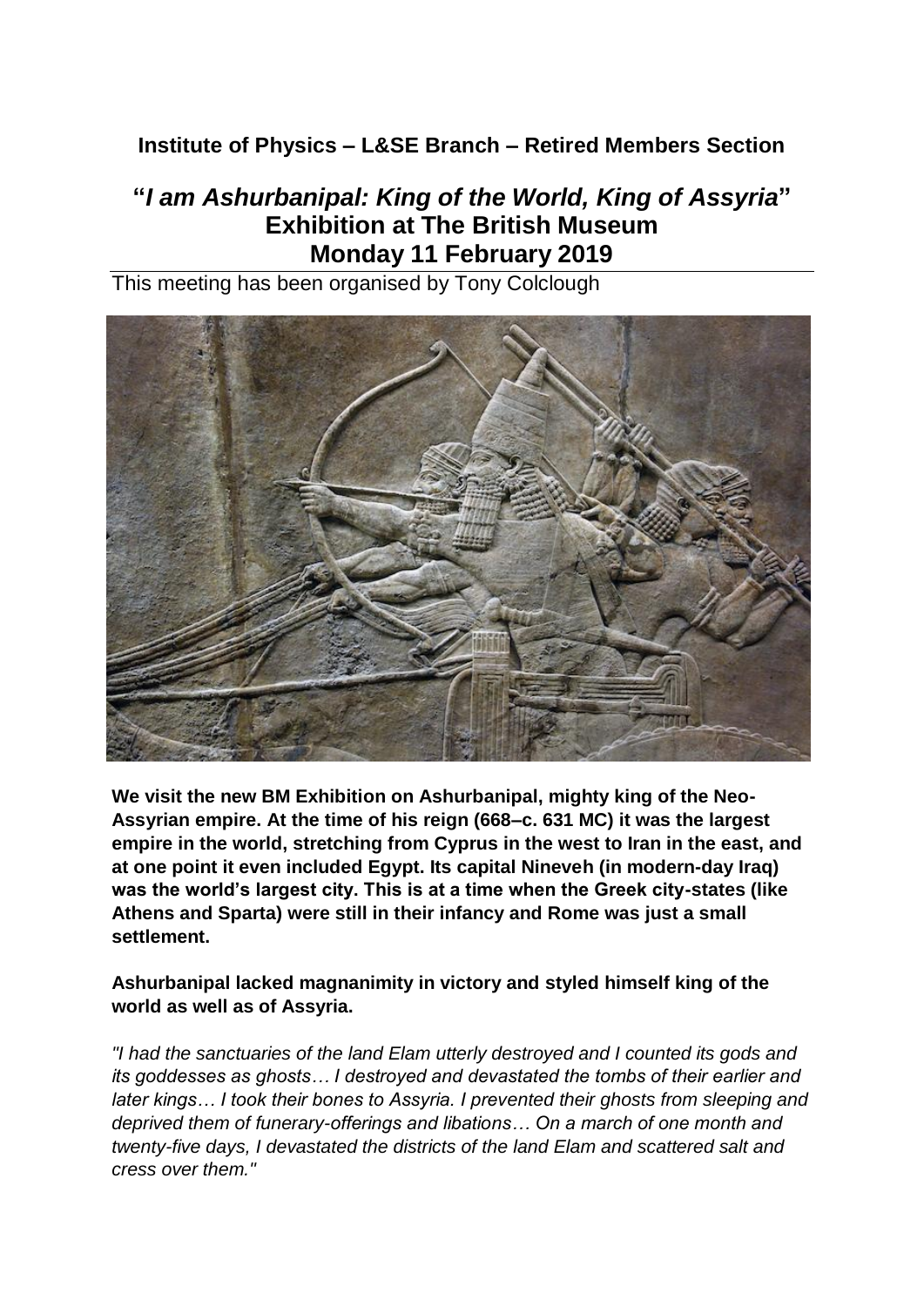**Institute of Physics – L&SE Branch – Retired Members Section**

# "*I am Ashurbanipal: King of the World, King of Assyria*"
## Exhibition at The British Museum
## Monday 11 February 2019

This meeting has been organised by Tony Colclough

**We visit the new BM Exhibition on Ashurbanipal, mighty king of the Neo-Assyrian empire. At the time of his reign (668–c. 631 MC) it was the largest empire in the world, stretching from Cyprus in the west to Iran in the east, and at one point it even included Egypt. Its capital Nineveh (in modern-day Iraq) was the world's largest city. This is at a time when the Greek city-states (like Athens and Sparta) were still in their infancy and Rome was just a small settlement.**

**Ashurbanipal lacked magnanimity in victory and styled himself king of the world as well as of Assyria.**

*"I had the sanctuaries of the land Elam utterly destroyed and I counted its gods and its goddesses as ghosts… I destroyed and devastated the tombs of their earlier and later kings… I took their bones to Assyria. I prevented their ghosts from sleeping and deprived them of funerary-offerings and libations… On a march of one month and twenty-five days, I devastated the districts of the land Elam and scattered salt and cress over them."*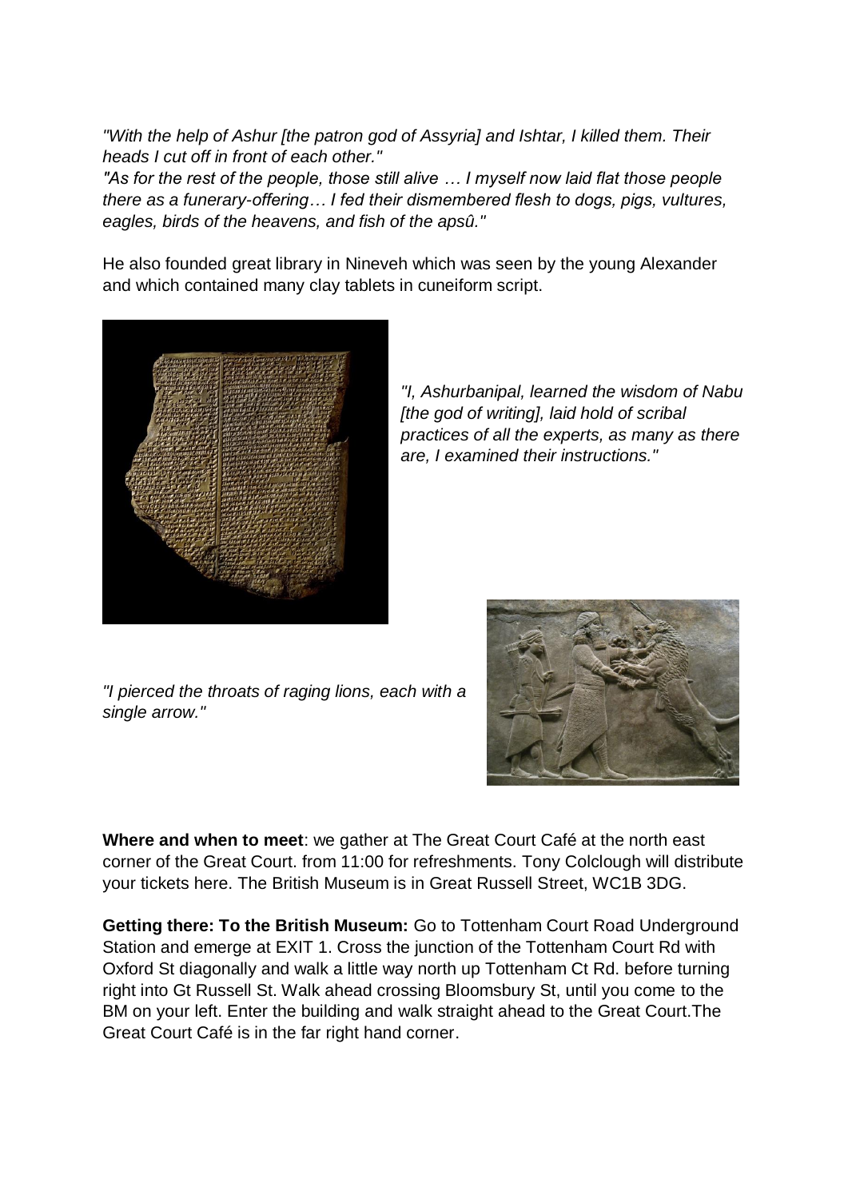*"With the help of Ashur [the patron god of Assyria] and Ishtar, I killed them. Their heads I cut off in front of each other."*

*"As for the rest of the people, those still alive … I myself now laid flat those people there as a funerary-offering… I fed their dismembered flesh to dogs, pigs, vultures, eagles, birds of the heavens, and fish of the apsû."*

He also founded great library in Nineveh which was seen by the young Alexander and which contained many clay tablets in cuneiform script.

*"I, Ashurbanipal, learned the wisdom of Nabu [the god of writing], laid hold of scribal practices of all the experts, as many as there are, I examined their instructions."*

*"I pierced the throats of raging lions, each with a single arrow."*

**Where and when to meet**: we gather at The Great Court Café at the north east corner of the Great Court. from 11:00 for refreshments. Tony Colclough will distribute your tickets here. The British Museum is in Great Russell Street, WC1B 3DG.

**Getting there: To the British Museum:** Go to Tottenham Court Road Underground Station and emerge at EXIT 1. Cross the junction of the Tottenham Court Rd with Oxford St diagonally and walk a little way north up Tottenham Ct Rd. before turning right into Gt Russell St. Walk ahead crossing Bloomsbury St, until you come to the BM on your left. Enter the building and walk straight ahead to the Great Court.The Great Court Café is in the far right hand corner.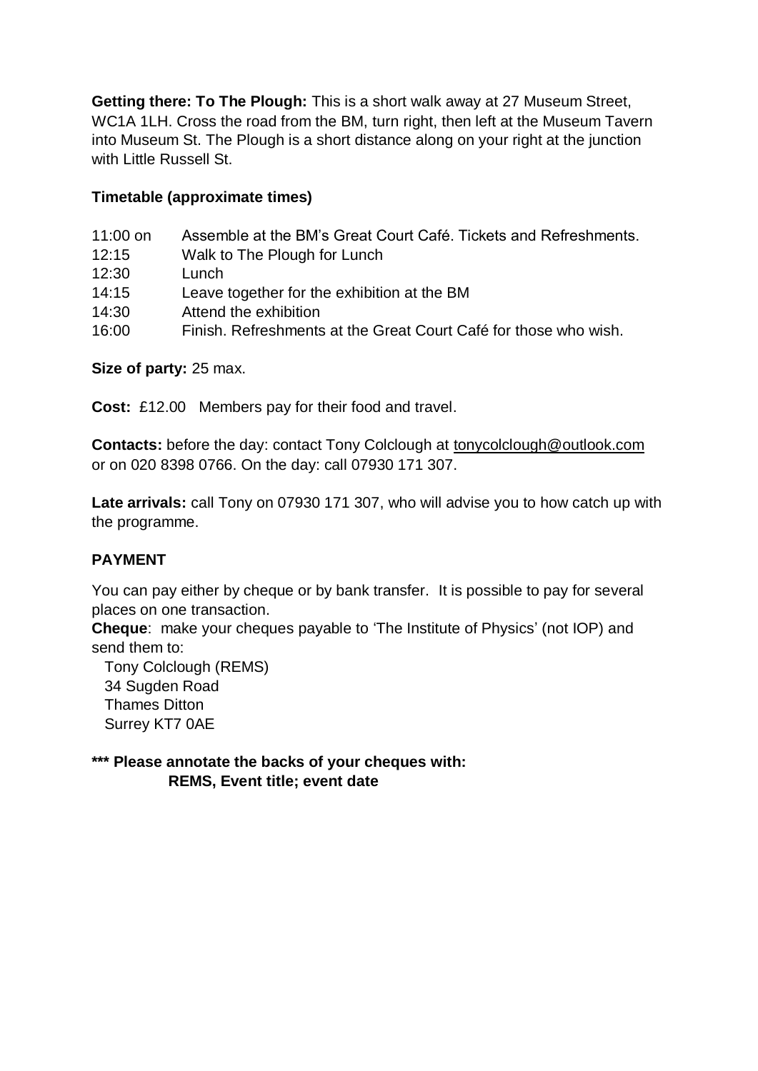**Getting there: To The Plough:** This is a short walk away at 27 Museum Street, WC1A 1LH. Cross the road from the BM, turn right, then left at the Museum Tavern into Museum St. The Plough is a short distance along on your right at the junction with Little Russell St.

**Timetable (approximate times)**

| | |
|---|---|
| 11:00 on | Assemble at the BM's Great Court Café. Tickets and Refreshments. |
| 12:15 | Walk to The Plough for Lunch |
| 12:30 | Lunch |
| 14:15 | Leave together for the exhibition at the BM |
| 14:30 | Attend the exhibition |
| 16:00 | Finish. Refreshments at the Great Court Café for those who wish. |

**Size of party:** 25 max.

**Cost:** £12.00 Members pay for their food and travel.

**Contacts:** before the day: contact Tony Colclough at tonycolclough@outlook.com or on 020 8398 0766. On the day: call 07930 171 307.

**Late arrivals:** call Tony on 07930 171 307, who will advise you to how catch up with the programme.

**PAYMENT**

You can pay either by cheque or by bank transfer. It is possible to pay for several places on one transaction.

**Cheque**: make your cheques payable to 'The Institute of Physics' (not IOP) and send them to:

Tony Colclough (REMS)
34 Sugden Road
Thames Ditton
Surrey KT7 0AE

**\*\*\* Please annotate the backs of your cheques with:
REMS, Event title; event date**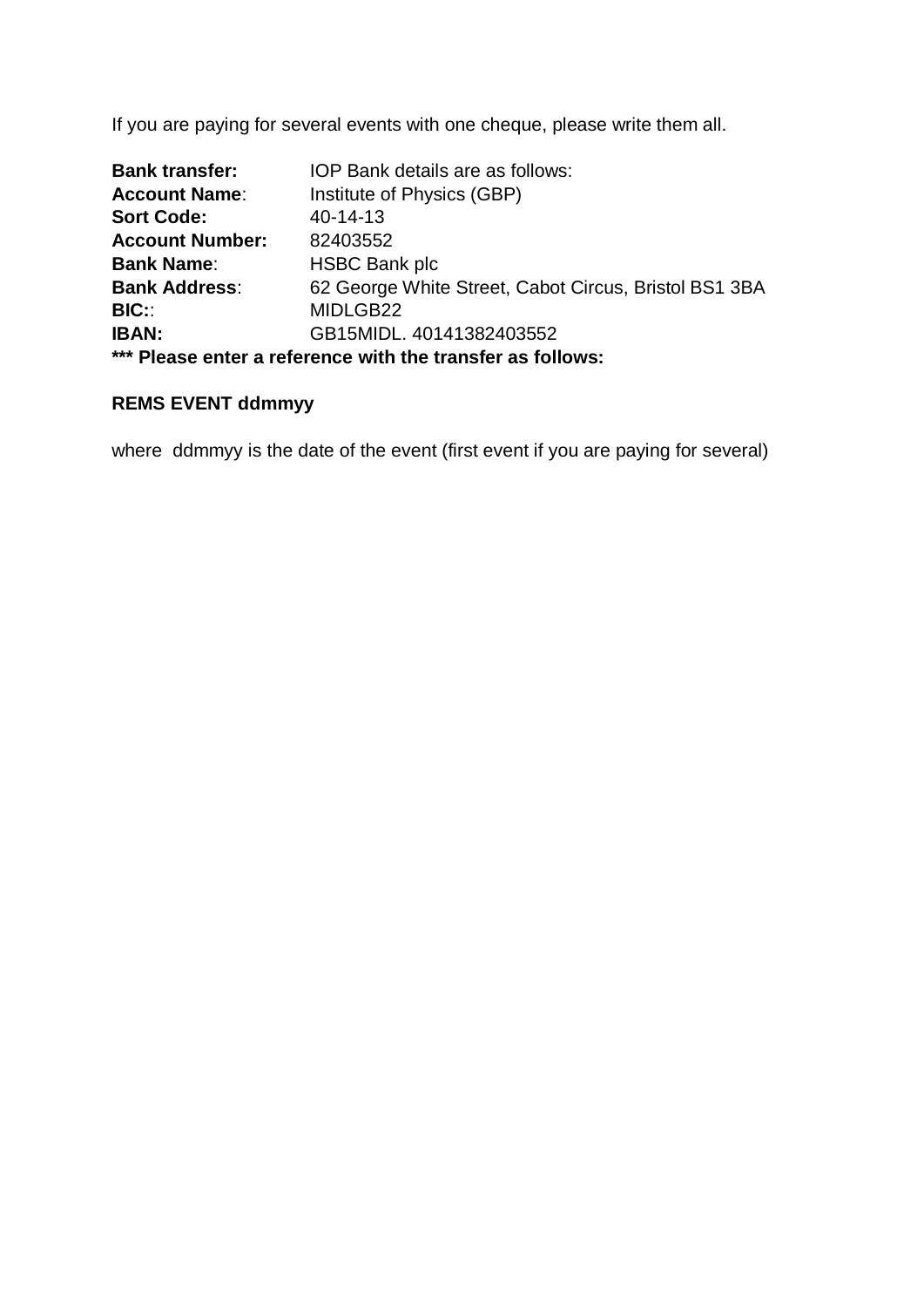If you are paying for several events with one cheque, please write them all.

| | |
|---|---|
| **Bank transfer:** | IOP Bank details are as follows: |
| **Account Name**: | Institute of Physics (GBP) |
| **Sort Code:** | 40-14-13 |
| **Account Number:** | 82403552 |
| **Bank Name**: | HSBC Bank plc |
| **Bank Address**: | 62 George White Street, Cabot Circus, Bristol BS1 3BA |
| **BIC:**: | MIDLGB22 |
| **IBAN:** | GB15MIDL. 40141382403552 |

**\*\*\* Please enter a reference with the transfer as follows:**

**REMS EVENT ddmmyy**

where ddmmyy is the date of the event (first event if you are paying for several)